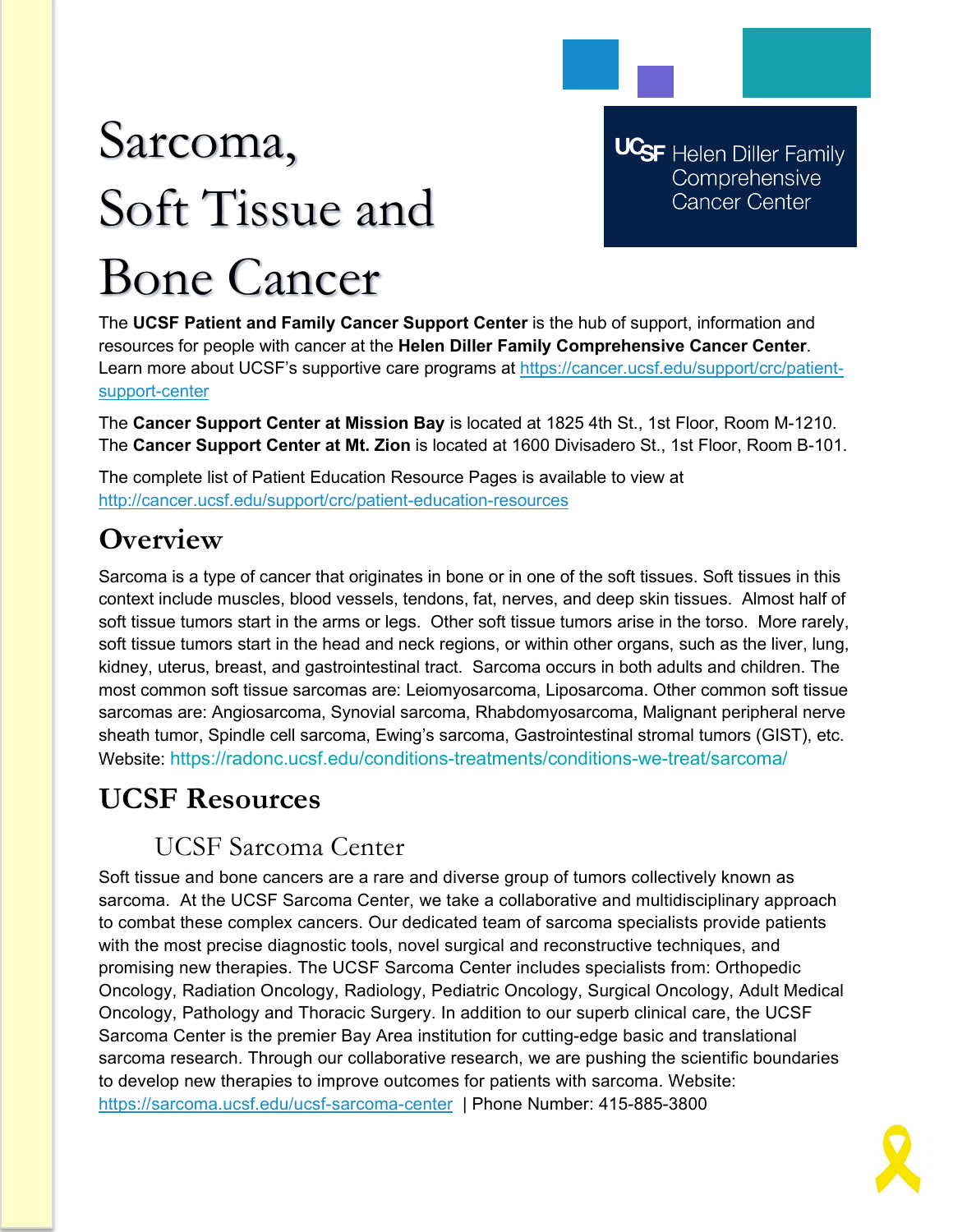# Sarcoma, Soft Tissue and Bone Cancer

UCSF Helen Diller Family Comprehensive Cancer Center

The **UCSF Patient and Family Cancer Support Center** is the hub of support, information and resources for people with cancer at the **Helen Diller Family Comprehensive Cancer Center**. Learn more about UCSF's supportive care programs at https://cancer.ucsf.edu/support/crc/patient-support-center

The **Cancer Support Center at Mission Bay** is located at 1825 4th St., 1st Floor, Room M-1210. The **Cancer Support Center at Mt. Zion** is located at 1600 Divisadero St., 1st Floor, Room B-101.

The complete list of Patient Education Resource Pages is available to view at http://cancer.ucsf.edu/support/crc/patient-education-resources

## Overview

Sarcoma is a type of cancer that originates in bone or in one of the soft tissues. Soft tissues in this context include muscles, blood vessels, tendons, fat, nerves, and deep skin tissues. Almost half of soft tissue tumors start in the arms or legs. Other soft tissue tumors arise in the torso. More rarely, soft tissue tumors start in the head and neck regions, or within other organs, such as the liver, lung, kidney, uterus, breast, and gastrointestinal tract. Sarcoma occurs in both adults and children. The most common soft tissue sarcomas are: Leiomyosarcoma, Liposarcoma. Other common soft tissue sarcomas are: Angiosarcoma, Synovial sarcoma, Rhabdomyosarcoma, Malignant peripheral nerve sheath tumor, Spindle cell sarcoma, Ewing's sarcoma, Gastrointestinal stromal tumors (GIST), etc. Website: https://radonc.ucsf.edu/conditions-treatments/conditions-we-treat/sarcoma/

## UCSF Resources

### UCSF Sarcoma Center

Soft tissue and bone cancers are a rare and diverse group of tumors collectively known as sarcoma. At the UCSF Sarcoma Center, we take a collaborative and multidisciplinary approach to combat these complex cancers. Our dedicated team of sarcoma specialists provide patients with the most precise diagnostic tools, novel surgical and reconstructive techniques, and promising new therapies. The UCSF Sarcoma Center includes specialists from: Orthopedic Oncology, Radiation Oncology, Radiology, Pediatric Oncology, Surgical Oncology, Adult Medical Oncology, Pathology and Thoracic Surgery. In addition to our superb clinical care, the UCSF Sarcoma Center is the premier Bay Area institution for cutting-edge basic and translational sarcoma research. Through our collaborative research, we are pushing the scientific boundaries to develop new therapies to improve outcomes for patients with sarcoma. Website: https://sarcoma.ucsf.edu/ucsf-sarcoma-center | Phone Number: 415-885-3800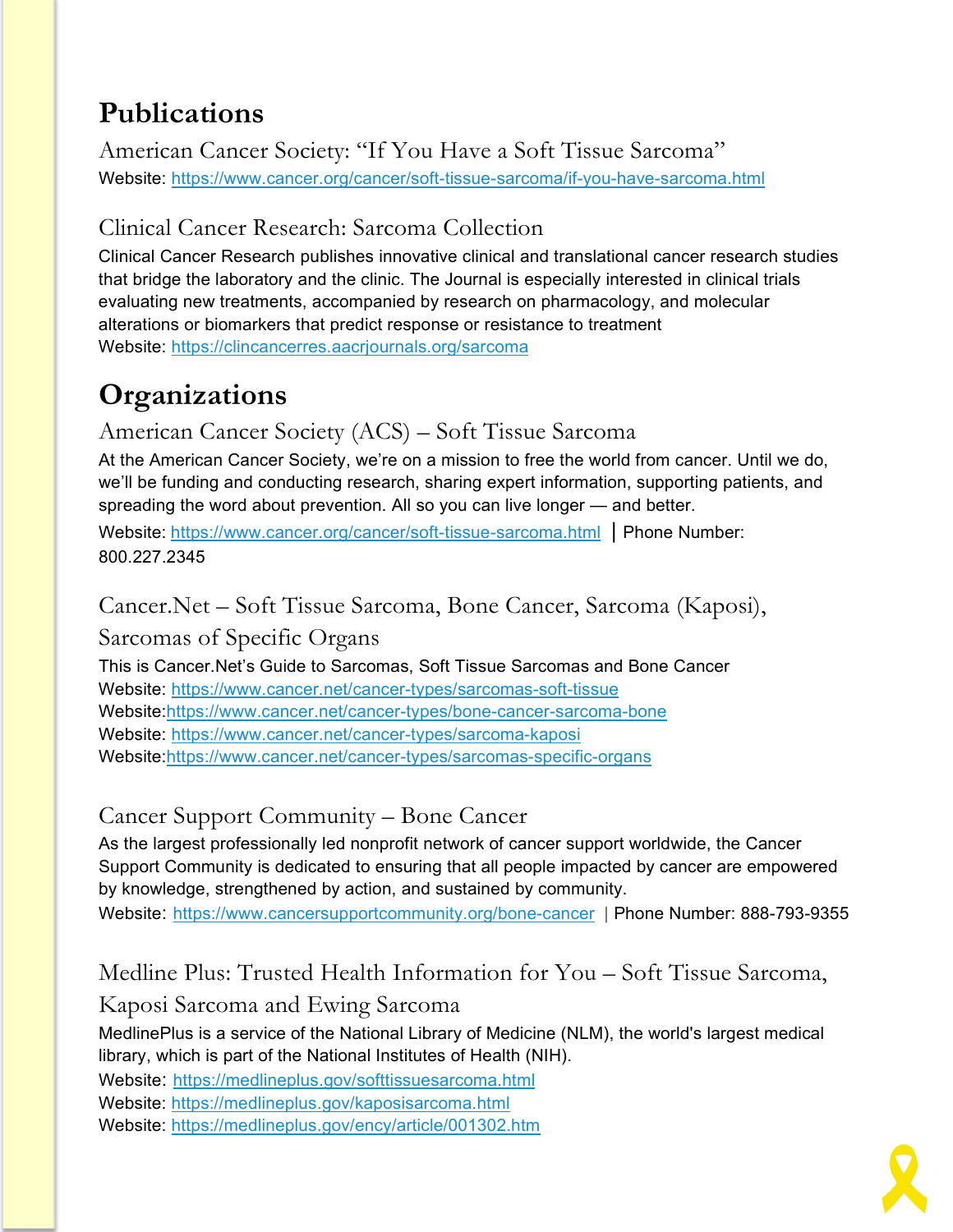# Publications

### American Cancer Society: "If You Have a Soft Tissue Sarcoma"

Website: https://www.cancer.org/cancer/soft-tissue-sarcoma/if-you-have-sarcoma.html

### Clinical Cancer Research: Sarcoma Collection

Clinical Cancer Research publishes innovative clinical and translational cancer research studies that bridge the laboratory and the clinic. The Journal is especially interested in clinical trials evaluating new treatments, accompanied by research on pharmacology, and molecular alterations or biomarkers that predict response or resistance to treatment

Website: https://clincancerres.aacrjournals.org/sarcoma

# Organizations

### American Cancer Society (ACS) – Soft Tissue Sarcoma

At the American Cancer Society, we're on a mission to free the world from cancer. Until we do, we'll be funding and conducting research, sharing expert information, supporting patients, and spreading the word about prevention. All so you can live longer — and better.

Website: https://www.cancer.org/cancer/soft-tissue-sarcoma.html | Phone Number: 800.227.2345

### Cancer.Net – Soft Tissue Sarcoma, Bone Cancer, Sarcoma (Kaposi), Sarcomas of Specific Organs

This is Cancer.Net's Guide to Sarcomas, Soft Tissue Sarcomas and Bone Cancer

Website: https://www.cancer.net/cancer-types/sarcomas-soft-tissue
Website:https://www.cancer.net/cancer-types/bone-cancer-sarcoma-bone
Website: https://www.cancer.net/cancer-types/sarcoma-kaposi
Website:https://www.cancer.net/cancer-types/sarcomas-specific-organs

### Cancer Support Community – Bone Cancer

As the largest professionally led nonprofit network of cancer support worldwide, the Cancer Support Community is dedicated to ensuring that all people impacted by cancer are empowered by knowledge, strengthened by action, and sustained by community.

Website: https://www.cancersupportcommunity.org/bone-cancer | Phone Number: 888-793-9355

### Medline Plus: Trusted Health Information for You – Soft Tissue Sarcoma, Kaposi Sarcoma and Ewing Sarcoma

MedlinePlus is a service of the National Library of Medicine (NLM), the world's largest medical library, which is part of the National Institutes of Health (NIH).

Website: https://medlineplus.gov/softtissuesarcoma.html
Website: https://medlineplus.gov/kaposisarcoma.html
Website: https://medlineplus.gov/ency/article/001302.htm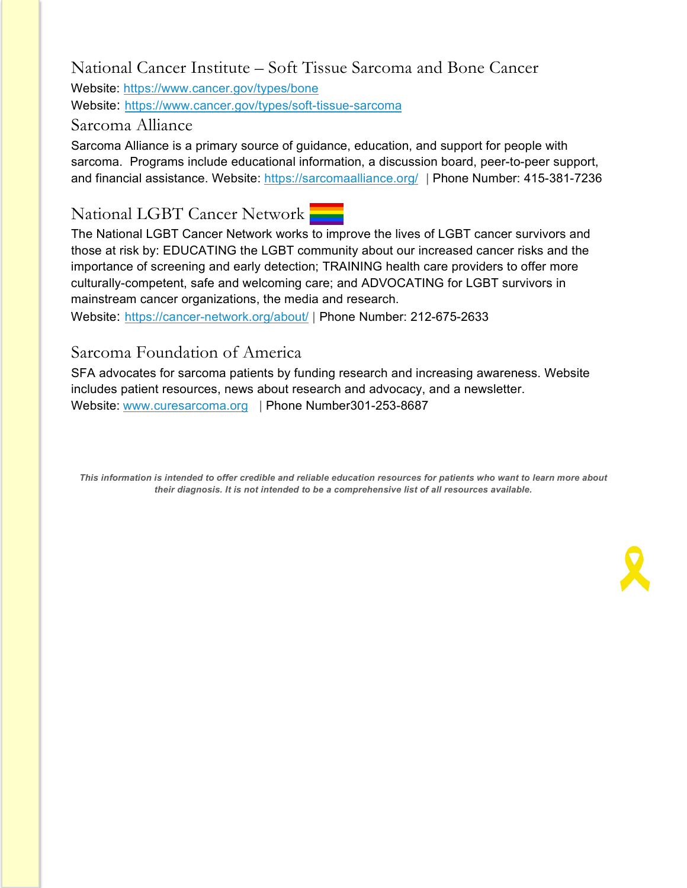## National Cancer Institute – Soft Tissue Sarcoma and Bone Cancer

Website: https://www.cancer.gov/types/bone

Website: https://www.cancer.gov/types/soft-tissue-sarcoma

## Sarcoma Alliance

Sarcoma Alliance is a primary source of guidance, education, and support for people with sarcoma. Programs include educational information, a discussion board, peer-to-peer support, and financial assistance. Website: https://sarcomaalliance.org/ | Phone Number: 415-381-7236

## National LGBT Cancer Network

The National LGBT Cancer Network works to improve the lives of LGBT cancer survivors and those at risk by: EDUCATING the LGBT community about our increased cancer risks and the importance of screening and early detection; TRAINING health care providers to offer more culturally-competent, safe and welcoming care; and ADVOCATING for LGBT survivors in mainstream cancer organizations, the media and research.

Website: https://cancer-network.org/about/ | Phone Number: 212-675-2633

## Sarcoma Foundation of America

SFA advocates for sarcoma patients by funding research and increasing awareness. Website includes patient resources, news about research and advocacy, and a newsletter.

Website: www.curesarcoma.org | Phone Number301-253-8687

***This information is intended to offer credible and reliable education resources for patients who want to learn more about their diagnosis. It is not intended to be a comprehensive list of all resources available.***